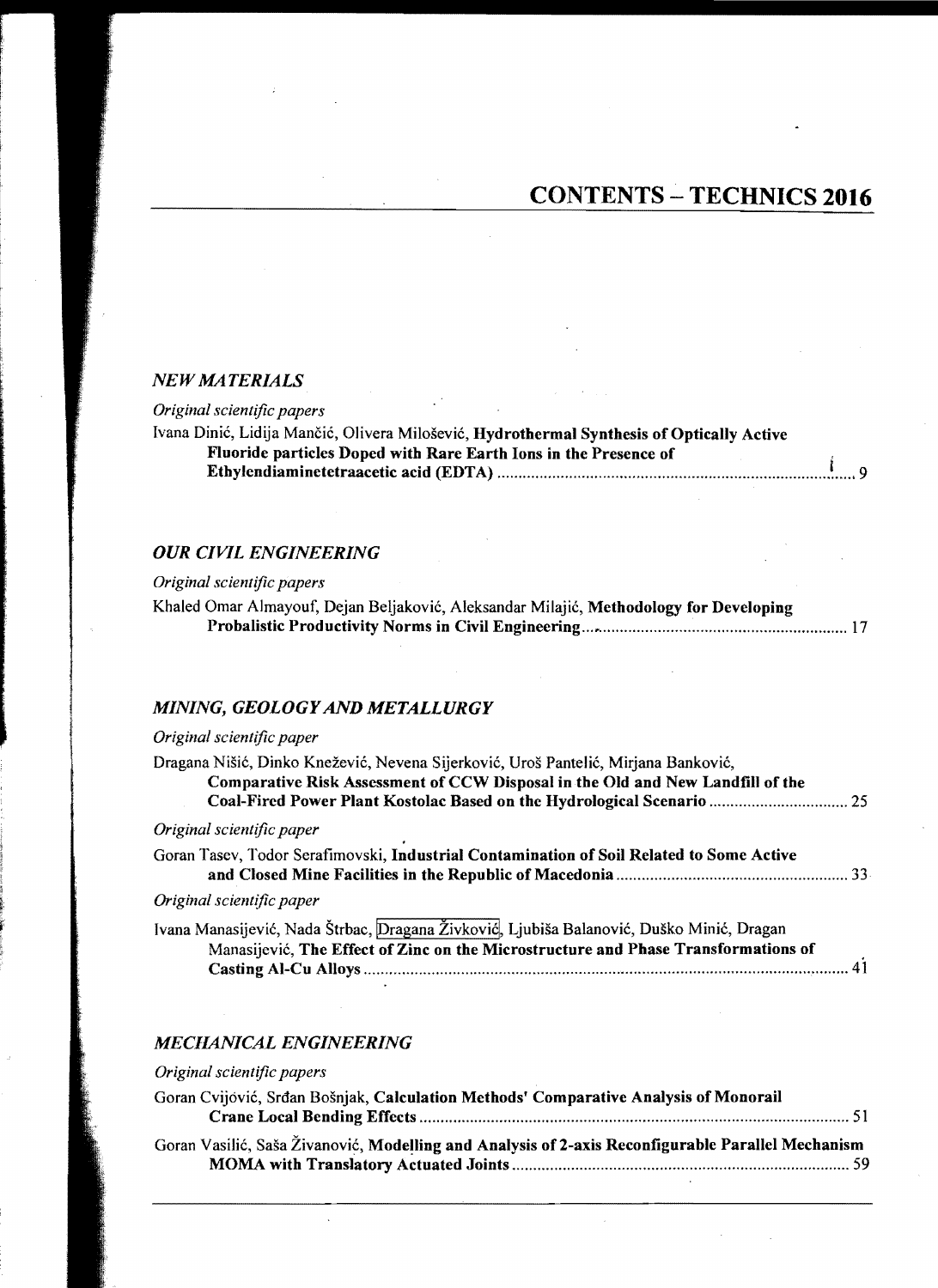# CONTENTS – TECHNICS 2016

## *NEW MATERIALS*

*Original scientific papers*

Ivana Dinić, Lidija Mančić, Olivera Milošević, **Hydrothermal Synthesis of Optically Active Fluoride particles Doped with Rare Earth Ions in the Presence of Ethylendiaminetetraacetic acid (EDTA)** ........................................ 9

## *OUR CIVIL ENGINEERING*

*Original scientific papers*

Khaled Omar Almayouf, Dejan Beljaković, Aleksandar Milajić, **Methodology for Developing Probalistic Productivity Norms in Civil Engineering** ........................................ 17

## *MINING, GEOLOGY AND METALLURGY*

*Original scientific paper*

Dragana Nišić, Dinko Knežević, Nevena Sijerković, Uroš Pantelić, Mirjana Banković, **Comparative Risk Assessment of CCW Disposal in the Old and New Landfill of the Coal-Fired Power Plant Kostolac Based on the Hydrological Scenario** ........................................ 25

*Original scientific paper*

Goran Tasev, Todor Serafimovski, **Industrial Contamination of Soil Related to Some Active and Closed Mine Facilities in the Republic of Macedonia** ........................................ 33

*Original scientific paper*

Ivana Manasijević, Nada Štrbac, Dragana Živković, Ljubiša Balanović, Duško Minić, Dragan Manasijević, **The Effect of Zinc on the Microstructure and Phase Transformations of Casting Al-Cu Alloys** ........................................ 41

## *MECHANICAL ENGINEERING*

*Original scientific papers*

Goran Cvijović, Srđan Bošnjak, **Calculation Methods' Comparative Analysis of Monorail Crane Local Bending Effects** ........................................ 51

Goran Vasilić, Saša Živanović, **Modelling and Analysis of 2-axis Reconfigurable Parallel Mechanism MOMA with Translatory Actuated Joints** ........................................ 59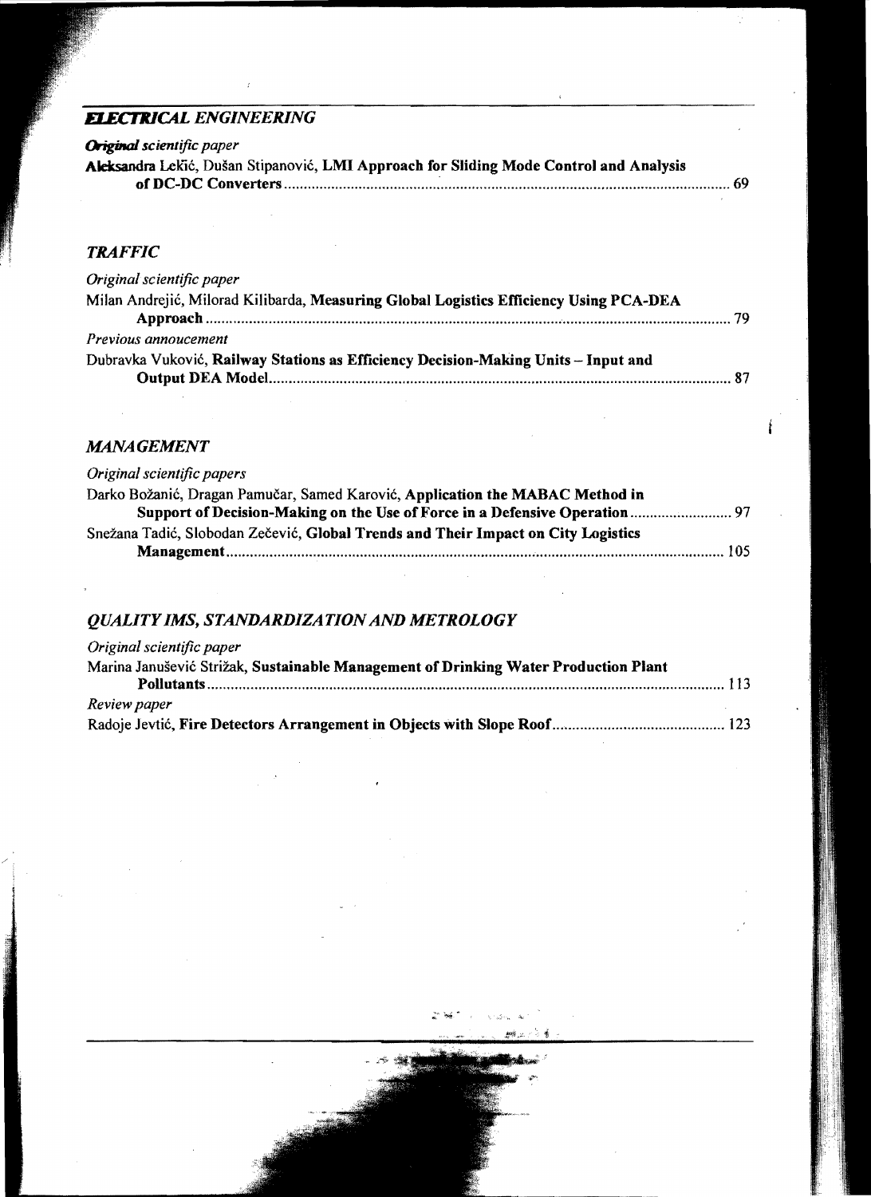## *ELECTRICAL ENGINEERING*

*Original scientific paper*

Aleksandra Lekić, Dušan Stipanović, **LMI Approach for Sliding Mode Control and Analysis of DC-DC Converters** ............ 69

## *TRAFFIC*

*Original scientific paper*

Milan Andrejić, Milorad Kilibarda, **Measuring Global Logistics Efficiency Using PCA-DEA Approach** ............ 79

*Previous annoucement*

Dubravka Vuković, **Railway Stations as Efficiency Decision-Making Units – Input and Output DEA Model** ............ 87

## *MANAGEMENT*

*Original scientific papers*

Darko Božanić, Dragan Pamučar, Samed Karović, **Application the MABAC Method in Support of Decision-Making on the Use of Force in a Defensive Operation** ............ 97

Snežana Tadić, Slobodan Zečević, **Global Trends and Their Impact on City Logistics Management** ............ 105

## *QUALITY IMS, STANDARDIZATION AND METROLOGY*

*Original scientific paper*

Marina Janušević Strižak, **Sustainable Management of Drinking Water Production Plant Pollutants** ............ 113

*Review paper*

Radoje Jevtić, **Fire Detectors Arrangement in Objects with Slope Roof** ............ 123